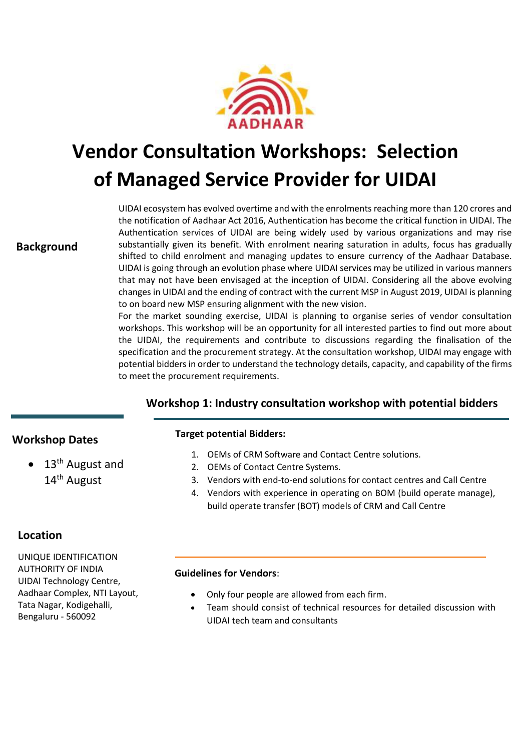AADHAAR

# Vendor Consultation Workshops: Selection of Managed Service Provider for UIDAI

## Background

UIDAI ecosystem has evolved overtime and with the enrolments reaching more than 120 crores and the notification of Aadhaar Act 2016, Authentication has become the critical function in UIDAI. The Authentication services of UIDAI are being widely used by various organizations and may rise substantially given its benefit. With enrolment nearing saturation in adults, focus has gradually shifted to child enrolment and managing updates to ensure currency of the Aadhaar Database. UIDAI is going through an evolution phase where UIDAI services may be utilized in various manners that may not have been envisaged at the inception of UIDAI. Considering all the above evolving changes in UIDAI and the ending of contract with the current MSP in August 2019, UIDAI is planning to on board new MSP ensuring alignment with the new vision.

For the market sounding exercise, UIDAI is planning to organise series of vendor consultation workshops. This workshop will be an opportunity for all interested parties to find out more about the UIDAI, the requirements and contribute to discussions regarding the finalisation of the specification and the procurement strategy. At the consultation workshop, UIDAI may engage with potential bidders in order to understand the technology details, capacity, and capability of the firms to meet the procurement requirements.

## Workshop 1: Industry consultation workshop with potential bidders

### Workshop Dates

- 13th August and 14th August

### Location

UNIQUE IDENTIFICATION AUTHORITY OF INDIA
UIDAI Technology Centre,
Aadhaar Complex, NTI Layout,
Tata Nagar, Kodigehalli,
Bengaluru - 560092

**Target potential Bidders:**

1. OEMs of CRM Software and Contact Centre solutions.
2. OEMs of Contact Centre Systems.
3. Vendors with end-to-end solutions for contact centres and Call Centre
4. Vendors with experience in operating on BOM (build operate manage), build operate transfer (BOT) models of CRM and Call Centre

**Guidelines for Vendors**:

- Only four people are allowed from each firm.
- Team should consist of technical resources for detailed discussion with UIDAI tech team and consultants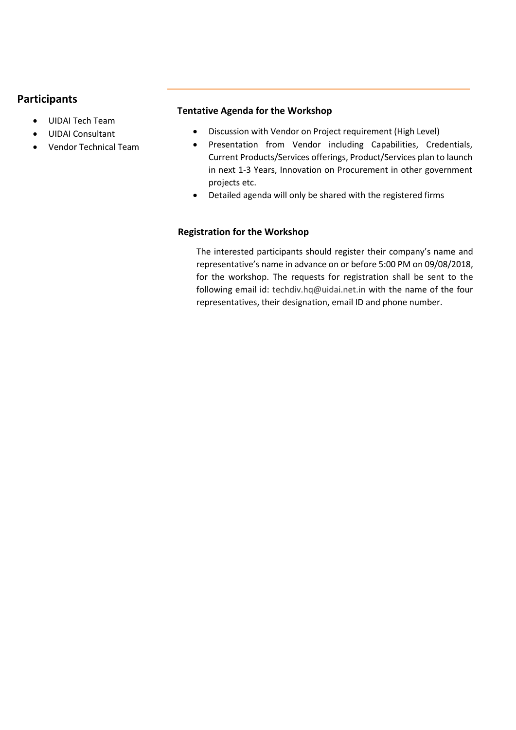## Participants

- UIDAI Tech Team
- UIDAI Consultant
- Vendor Technical Team

### Tentative Agenda for the Workshop

- Discussion with Vendor on Project requirement (High Level)
- Presentation from Vendor including Capabilities, Credentials, Current Products/Services offerings, Product/Services plan to launch in next 1-3 Years, Innovation on Procurement in other government projects etc.
- Detailed agenda will only be shared with the registered firms

### Registration for the Workshop

The interested participants should register their company's name and representative's name in advance on or before 5:00 PM on 09/08/2018, for the workshop. The requests for registration shall be sent to the following email id: techdiv.hq@uidai.net.in with the name of the four representatives, their designation, email ID and phone number.